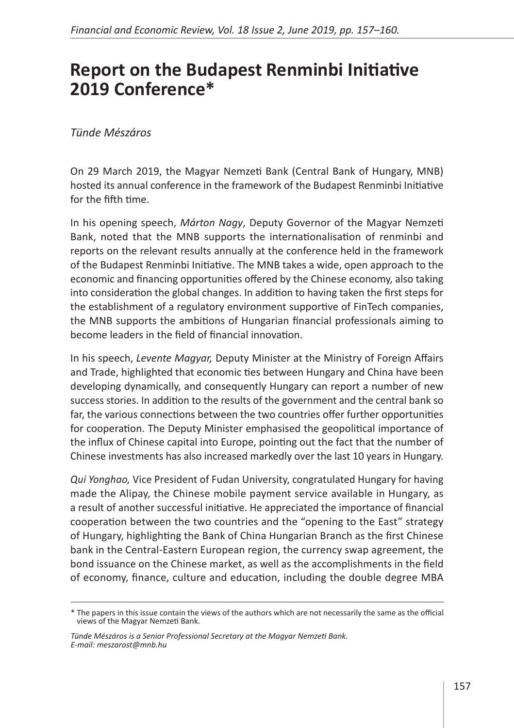# Report on the Budapest Renminbi Initiative 2019 Conference*

*Tünde Mészáros*

On 29 March 2019, the Magyar Nemzeti Bank (Central Bank of Hungary, MNB) hosted its annual conference in the framework of the Budapest Renminbi Initiative for the fifth time.

In his opening speech, *Márton Nagy*, Deputy Governor of the Magyar Nemzeti Bank, noted that the MNB supports the internationalisation of renminbi and reports on the relevant results annually at the conference held in the framework of the Budapest Renminbi Initiative. The MNB takes a wide, open approach to the economic and financing opportunities offered by the Chinese economy, also taking into consideration the global changes. In addition to having taken the first steps for the establishment of a regulatory environment supportive of FinTech companies, the MNB supports the ambitions of Hungarian financial professionals aiming to become leaders in the field of financial innovation.

In his speech, *Levente Magyar,* Deputy Minister at the Ministry of Foreign Affairs and Trade, highlighted that economic ties between Hungary and China have been developing dynamically, and consequently Hungary can report a number of new success stories. In addition to the results of the government and the central bank so far, the various connections between the two countries offer further opportunities for cooperation. The Deputy Minister emphasised the geopolitical importance of the influx of Chinese capital into Europe, pointing out the fact that the number of Chinese investments has also increased markedly over the last 10 years in Hungary.

*Qui Yonghao,* Vice President of Fudan University, congratulated Hungary for having made the Alipay, the Chinese mobile payment service available in Hungary, as a result of another successful initiative. He appreciated the importance of financial cooperation between the two countries and the "opening to the East" strategy of Hungary, highlighting the Bank of China Hungarian Branch as the first Chinese bank in the Central-Eastern European region, the currency swap agreement, the bond issuance on the Chinese market, as well as the accomplishments in the field of economy, finance, culture and education, including the double degree MBA

---

* The papers in this issue contain the views of the authors which are not necessarily the same as the official views of the Magyar Nemzeti Bank.

*Tünde Mészáros is a Senior Professional Secretary at the Magyar Nemzeti Bank.*
*E-mail: meszarost@mnb.hu*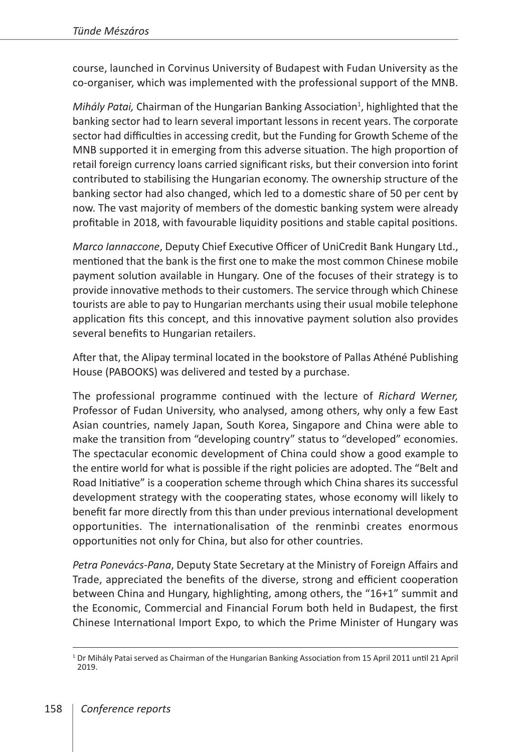course, launched in Corvinus University of Budapest with Fudan University as the co-organiser, which was implemented with the professional support of the MNB.

*Mihály Patai,* Chairman of the Hungarian Banking Association[1], highlighted that the banking sector had to learn several important lessons in recent years. The corporate sector had difficulties in accessing credit, but the Funding for Growth Scheme of the MNB supported it in emerging from this adverse situation. The high proportion of retail foreign currency loans carried significant risks, but their conversion into forint contributed to stabilising the Hungarian economy. The ownership structure of the banking sector had also changed, which led to a domestic share of 50 per cent by now. The vast majority of members of the domestic banking system were already profitable in 2018, with favourable liquidity positions and stable capital positions.

*Marco Iannaccone*, Deputy Chief Executive Officer of UniCredit Bank Hungary Ltd., mentioned that the bank is the first one to make the most common Chinese mobile payment solution available in Hungary. One of the focuses of their strategy is to provide innovative methods to their customers. The service through which Chinese tourists are able to pay to Hungarian merchants using their usual mobile telephone application fits this concept, and this innovative payment solution also provides several benefits to Hungarian retailers.

After that, the Alipay terminal located in the bookstore of Pallas Athéné Publishing House (PABOOKS) was delivered and tested by a purchase.

The professional programme continued with the lecture of *Richard Werner,* Professor of Fudan University, who analysed, among others, why only a few East Asian countries, namely Japan, South Korea, Singapore and China were able to make the transition from "developing country" status to "developed" economies. The spectacular economic development of China could show a good example to the entire world for what is possible if the right policies are adopted. The "Belt and Road Initiative" is a cooperation scheme through which China shares its successful development strategy with the cooperating states, whose economy will likely to benefit far more directly from this than under previous international development opportunities. The internationalisation of the renminbi creates enormous opportunities not only for China, but also for other countries.

*Petra Ponevács-Pana*, Deputy State Secretary at the Ministry of Foreign Affairs and Trade, appreciated the benefits of the diverse, strong and efficient cooperation between China and Hungary, highlighting, among others, the "16+1" summit and the Economic, Commercial and Financial Forum both held in Budapest, the first Chinese International Import Expo, to which the Prime Minister of Hungary was

[1] Dr Mihály Patai served as Chairman of the Hungarian Banking Association from 15 April 2011 until 21 April 2019.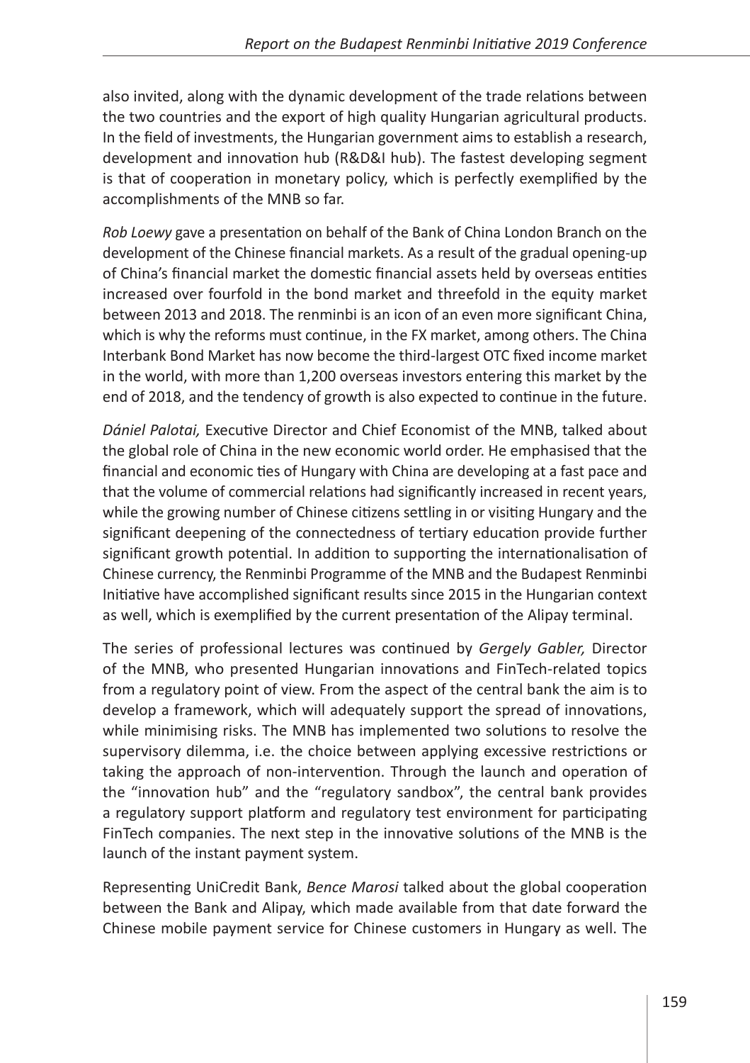also invited, along with the dynamic development of the trade relations between the two countries and the export of high quality Hungarian agricultural products. In the field of investments, the Hungarian government aims to establish a research, development and innovation hub (R&D&I hub). The fastest developing segment is that of cooperation in monetary policy, which is perfectly exemplified by the accomplishments of the MNB so far.

*Rob Loewy* gave a presentation on behalf of the Bank of China London Branch on the development of the Chinese financial markets. As a result of the gradual opening-up of China's financial market the domestic financial assets held by overseas entities increased over fourfold in the bond market and threefold in the equity market between 2013 and 2018. The renminbi is an icon of an even more significant China, which is why the reforms must continue, in the FX market, among others. The China Interbank Bond Market has now become the third-largest OTC fixed income market in the world, with more than 1,200 overseas investors entering this market by the end of 2018, and the tendency of growth is also expected to continue in the future.

*Dániel Palotai,* Executive Director and Chief Economist of the MNB, talked about the global role of China in the new economic world order. He emphasised that the financial and economic ties of Hungary with China are developing at a fast pace and that the volume of commercial relations had significantly increased in recent years, while the growing number of Chinese citizens settling in or visiting Hungary and the significant deepening of the connectedness of tertiary education provide further significant growth potential. In addition to supporting the internationalisation of Chinese currency, the Renminbi Programme of the MNB and the Budapest Renminbi Initiative have accomplished significant results since 2015 in the Hungarian context as well, which is exemplified by the current presentation of the Alipay terminal.

The series of professional lectures was continued by *Gergely Gabler,* Director of the MNB, who presented Hungarian innovations and FinTech-related topics from a regulatory point of view. From the aspect of the central bank the aim is to develop a framework, which will adequately support the spread of innovations, while minimising risks. The MNB has implemented two solutions to resolve the supervisory dilemma, i.e. the choice between applying excessive restrictions or taking the approach of non-intervention. Through the launch and operation of the "innovation hub" and the "regulatory sandbox", the central bank provides a regulatory support platform and regulatory test environment for participating FinTech companies. The next step in the innovative solutions of the MNB is the launch of the instant payment system.

Representing UniCredit Bank, *Bence Marosi* talked about the global cooperation between the Bank and Alipay, which made available from that date forward the Chinese mobile payment service for Chinese customers in Hungary as well. The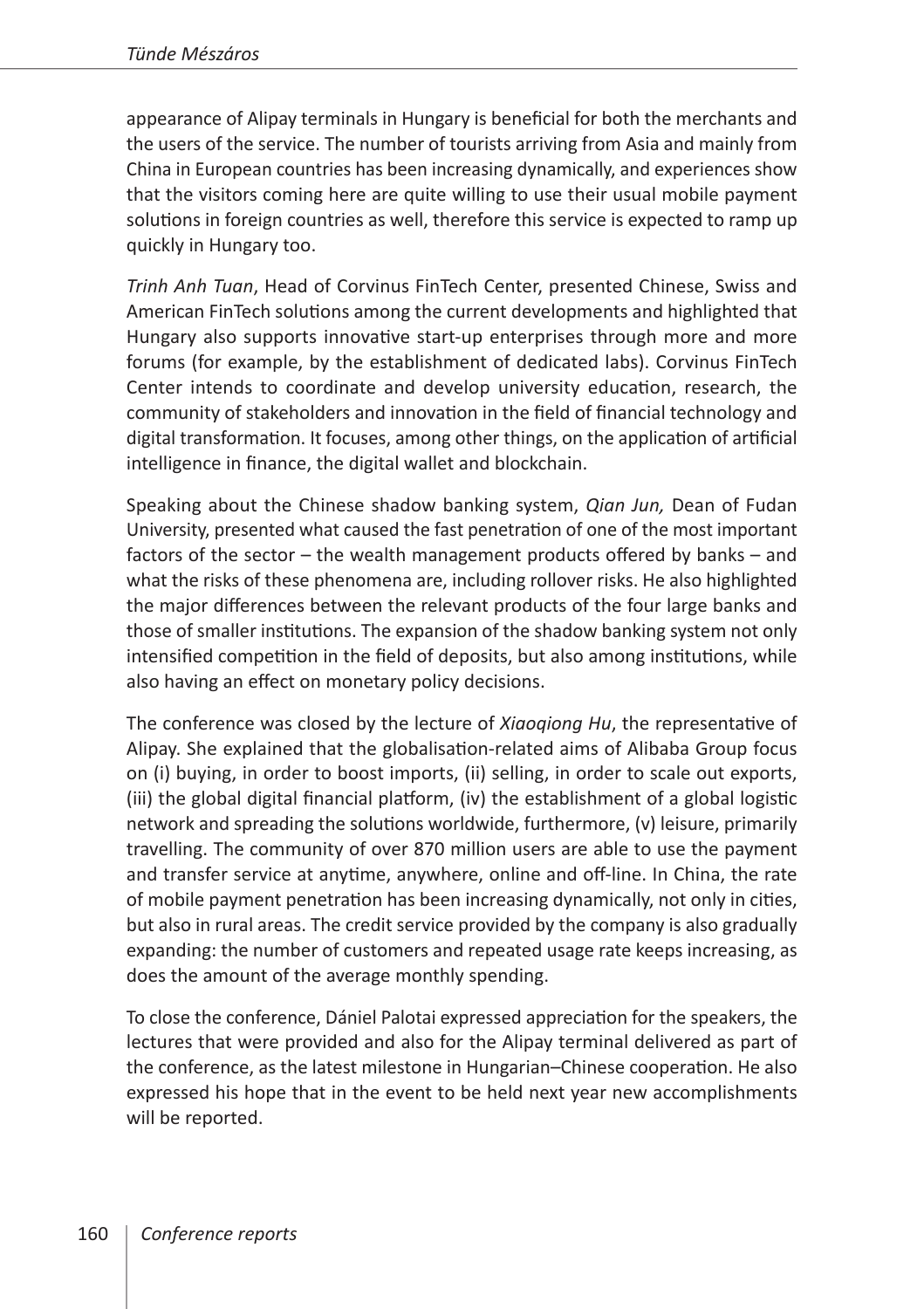appearance of Alipay terminals in Hungary is beneficial for both the merchants and the users of the service. The number of tourists arriving from Asia and mainly from China in European countries has been increasing dynamically, and experiences show that the visitors coming here are quite willing to use their usual mobile payment solutions in foreign countries as well, therefore this service is expected to ramp up quickly in Hungary too.

*Trinh Anh Tuan*, Head of Corvinus FinTech Center, presented Chinese, Swiss and American FinTech solutions among the current developments and highlighted that Hungary also supports innovative start-up enterprises through more and more forums (for example, by the establishment of dedicated labs). Corvinus FinTech Center intends to coordinate and develop university education, research, the community of stakeholders and innovation in the field of financial technology and digital transformation. It focuses, among other things, on the application of artificial intelligence in finance, the digital wallet and blockchain.

Speaking about the Chinese shadow banking system, *Qian Jun,* Dean of Fudan University, presented what caused the fast penetration of one of the most important factors of the sector – the wealth management products offered by banks – and what the risks of these phenomena are, including rollover risks. He also highlighted the major differences between the relevant products of the four large banks and those of smaller institutions. The expansion of the shadow banking system not only intensified competition in the field of deposits, but also among institutions, while also having an effect on monetary policy decisions.

The conference was closed by the lecture of *Xiaoqiong Hu*, the representative of Alipay. She explained that the globalisation-related aims of Alibaba Group focus on (i) buying, in order to boost imports, (ii) selling, in order to scale out exports, (iii) the global digital financial platform, (iv) the establishment of a global logistic network and spreading the solutions worldwide, furthermore, (v) leisure, primarily travelling. The community of over 870 million users are able to use the payment and transfer service at anytime, anywhere, online and off-line. In China, the rate of mobile payment penetration has been increasing dynamically, not only in cities, but also in rural areas. The credit service provided by the company is also gradually expanding: the number of customers and repeated usage rate keeps increasing, as does the amount of the average monthly spending.

To close the conference, Dániel Palotai expressed appreciation for the speakers, the lectures that were provided and also for the Alipay terminal delivered as part of the conference, as the latest milestone in Hungarian–Chinese cooperation. He also expressed his hope that in the event to be held next year new accomplishments will be reported.